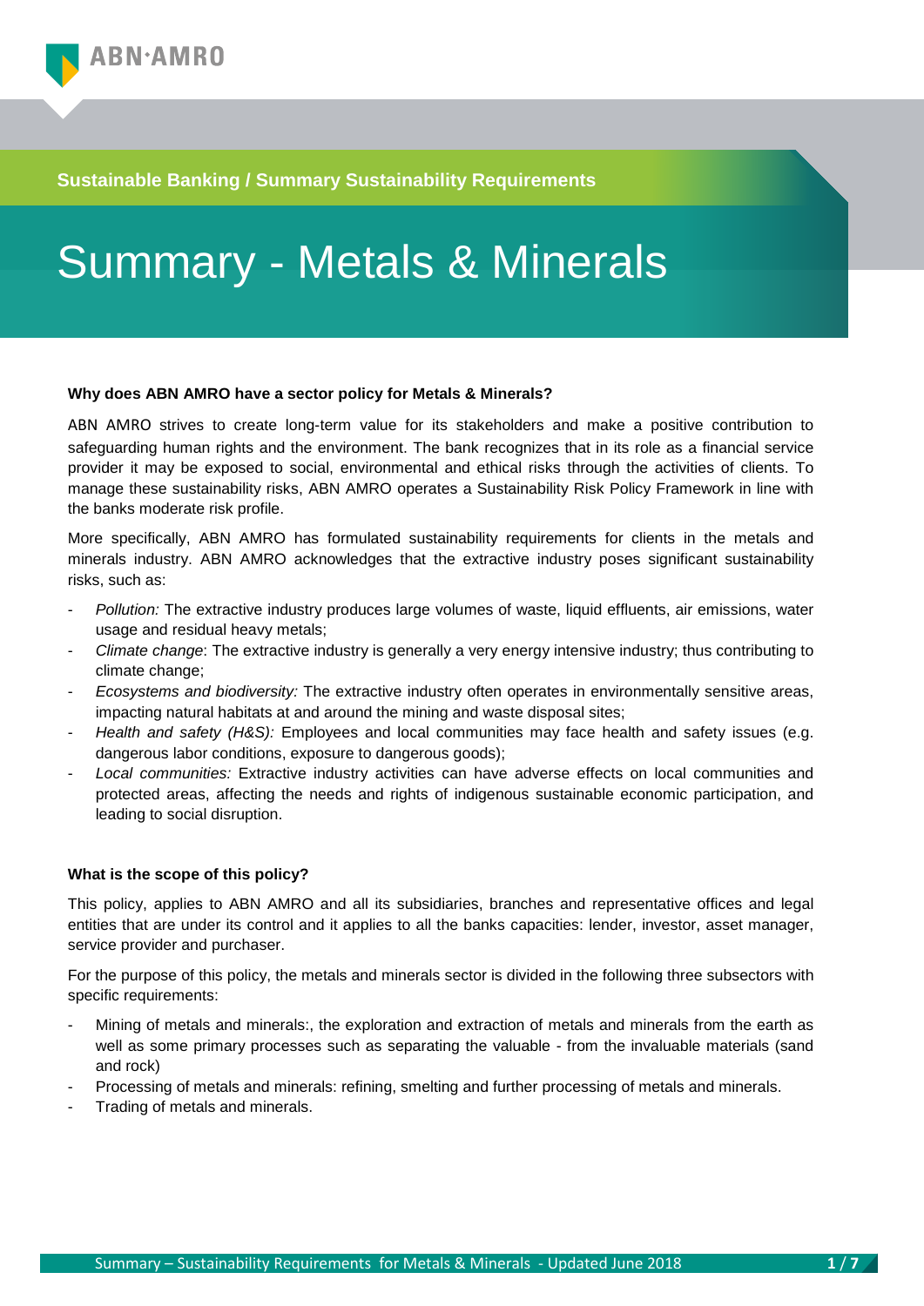Sustainable Banking / Summary Sustainability Requirements

# Summary - Metals & Minerals

**Why does ABN AMRO have a sector policy for Metals & Minerals?**

ABN AMRO strives to create long-term value for its stakeholders and make a positive contribution to safeguarding human rights and the environment. The bank recognizes that in its role as a financial service provider it may be exposed to social, environmental and ethical risks through the activities of clients. To manage these sustainability risks, ABN AMRO operates a Sustainability Risk Policy Framework in line with the banks moderate risk profile.

More specifically, ABN AMRO has formulated sustainability requirements for clients in the metals and minerals industry. ABN AMRO acknowledges that the extractive industry poses significant sustainability risks, such as:

- *Pollution:* The extractive industry produces large volumes of waste, liquid effluents, air emissions, water usage and residual heavy metals;
- *Climate change*: The extractive industry is generally a very energy intensive industry; thus contributing to climate change;
- *Ecosystems and biodiversity:* The extractive industry often operates in environmentally sensitive areas, impacting natural habitats at and around the mining and waste disposal sites;
- *Health and safety (H&S):* Employees and local communities may face health and safety issues (e.g. dangerous labor conditions, exposure to dangerous goods);
- *Local communities:* Extractive industry activities can have adverse effects on local communities and protected areas, affecting the needs and rights of indigenous sustainable economic participation, and leading to social disruption.

**What is the scope of this policy?**

This policy, applies to ABN AMRO and all its subsidiaries, branches and representative offices and legal entities that are under its control and it applies to all the banks capacities: lender, investor, asset manager, service provider and purchaser.

For the purpose of this policy, the metals and minerals sector is divided in the following three subsectors with specific requirements:

- Mining of metals and minerals:, the exploration and extraction of metals and minerals from the earth as well as some primary processes such as separating the valuable - from the invaluable materials (sand and rock)
- Processing of metals and minerals: refining, smelting and further processing of metals and minerals.
- Trading of metals and minerals.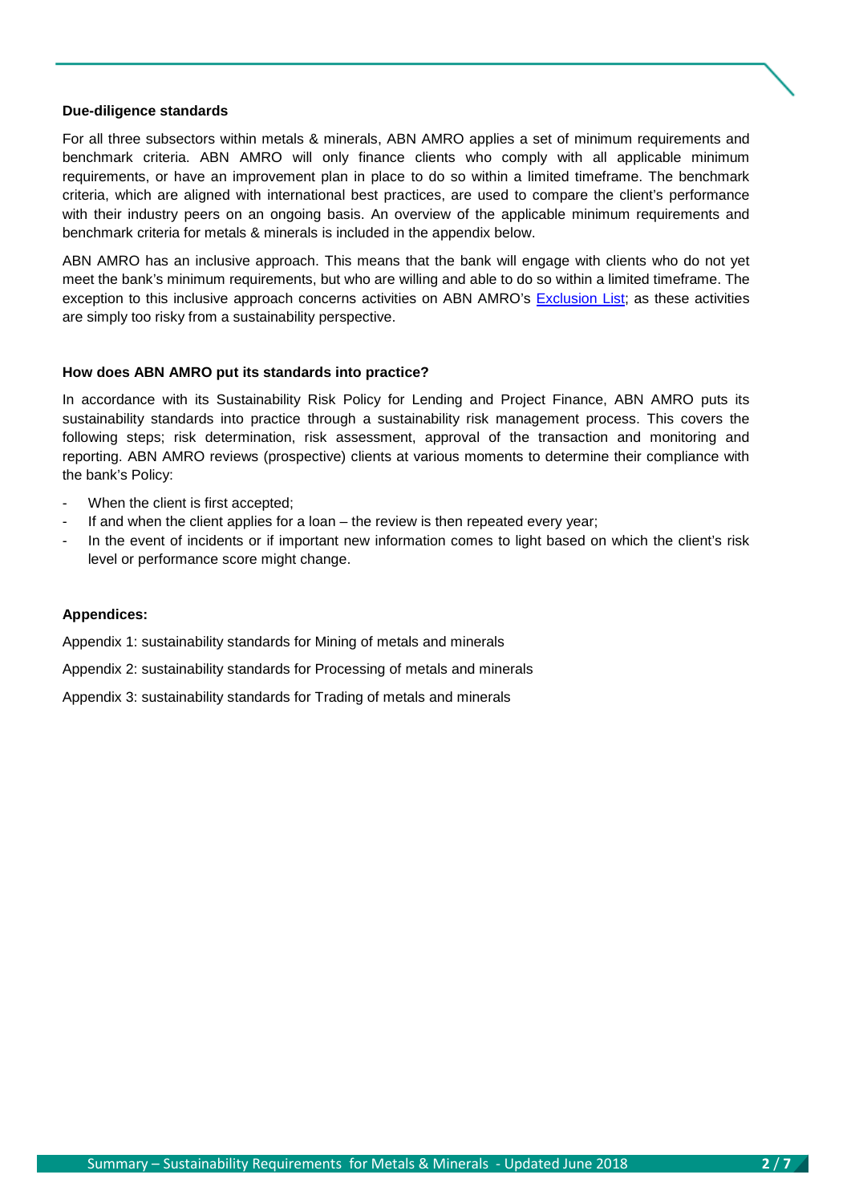**Due-diligence standards**

For all three subsectors within metals & minerals, ABN AMRO applies a set of minimum requirements and benchmark criteria. ABN AMRO will only finance clients who comply with all applicable minimum requirements, or have an improvement plan in place to do so within a limited timeframe. The benchmark criteria, which are aligned with international best practices, are used to compare the client's performance with their industry peers on an ongoing basis. An overview of the applicable minimum requirements and benchmark criteria for metals & minerals is included in the appendix below.

ABN AMRO has an inclusive approach. This means that the bank will engage with clients who do not yet meet the bank's minimum requirements, but who are willing and able to do so within a limited timeframe. The exception to this inclusive approach concerns activities on ABN AMRO's Exclusion List; as these activities are simply too risky from a sustainability perspective.

**How does ABN AMRO put its standards into practice?**

In accordance with its Sustainability Risk Policy for Lending and Project Finance, ABN AMRO puts its sustainability standards into practice through a sustainability risk management process. This covers the following steps; risk determination, risk assessment, approval of the transaction and monitoring and reporting. ABN AMRO reviews (prospective) clients at various moments to determine their compliance with the bank's Policy:

- When the client is first accepted;
- If and when the client applies for a loan – the review is then repeated every year;
- In the event of incidents or if important new information comes to light based on which the client's risk level or performance score might change.

**Appendices:**

Appendix 1: sustainability standards for Mining of metals and minerals

Appendix 2: sustainability standards for Processing of metals and minerals

Appendix 3: sustainability standards for Trading of metals and minerals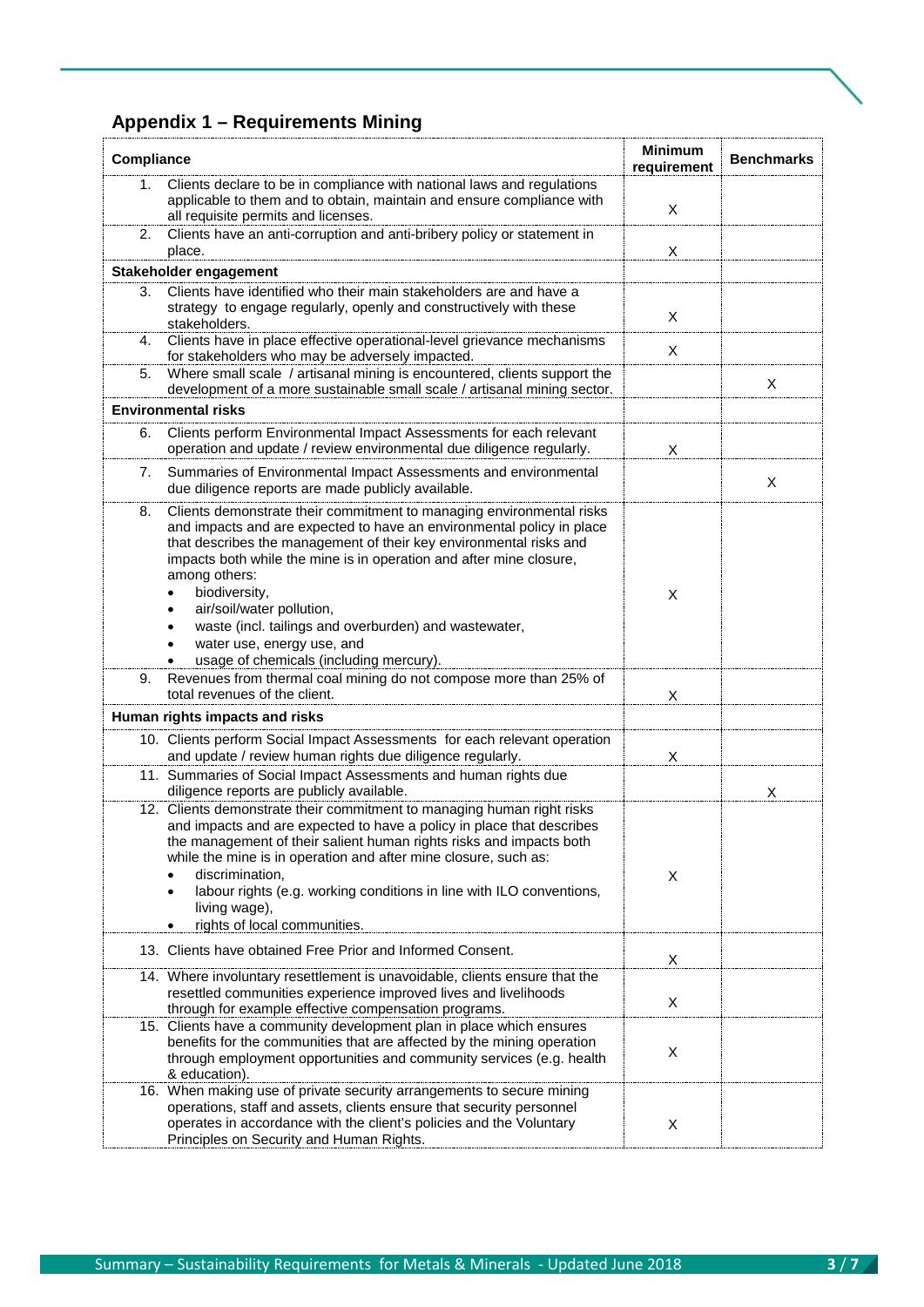## Appendix 1 – Requirements Mining

| Compliance | Minimum requirement | Benchmarks |
|---|---|---|
| 1. Clients declare to be in compliance with national laws and regulations applicable to them and to obtain, maintain and ensure compliance with all requisite permits and licenses. | X | |
| 2. Clients have an anti-corruption and anti-bribery policy or statement in place. | X | |
| **Stakeholder engagement** | | |
| 3. Clients have identified who their main stakeholders are and have a strategy to engage regularly, openly and constructively with these stakeholders. | X | |
| 4. Clients have in place effective operational-level grievance mechanisms for stakeholders who may be adversely impacted. | X | |
| 5. Where small scale / artisanal mining is encountered, clients support the development of a more sustainable small scale / artisanal mining sector. | | X |
| **Environmental risks** | | |
| 6. Clients perform Environmental Impact Assessments for each relevant operation and update / review environmental due diligence regularly. | X | |
| 7. Summaries of Environmental Impact Assessments and environmental due diligence reports are made publicly available. | | X |
| 8. Clients demonstrate their commitment to managing environmental risks and impacts and are expected to have an environmental policy in place that describes the management of their key environmental risks and impacts both while the mine is in operation and after mine closure, among others: <br>• biodiversity, <br>• air/soil/water pollution, <br>• waste (incl. tailings and overburden) and wastewater, <br>• water use, energy use, and <br>• usage of chemicals (including mercury). | X | |
| 9. Revenues from thermal coal mining do not compose more than 25% of total revenues of the client. | X | |
| **Human rights impacts and risks** | | |
| 10. Clients perform Social Impact Assessments for each relevant operation and update / review human rights due diligence regularly. | X | |
| 11. Summaries of Social Impact Assessments and human rights due diligence reports are publicly available. | | X |
| 12. Clients demonstrate their commitment to managing human right risks and impacts and are expected to have a policy in place that describes the management of their salient human rights risks and impacts both while the mine is in operation and after mine closure, such as: <br>• discrimination, <br>• labour rights (e.g. working conditions in line with ILO conventions, living wage), <br>• rights of local communities. | X | |
| 13. Clients have obtained Free Prior and Informed Consent. | X | |
| 14. Where involuntary resettlement is unavoidable, clients ensure that the resettled communities experience improved lives and livelihoods through for example effective compensation programs. | X | |
| 15. Clients have a community development plan in place which ensures benefits for the communities that are affected by the mining operation through employment opportunities and community services (e.g. health & education). | X | |
| 16. When making use of private security arrangements to secure mining operations, staff and assets, clients ensure that security personnel operates in accordance with the client's policies and the Voluntary Principles on Security and Human Rights. | X | |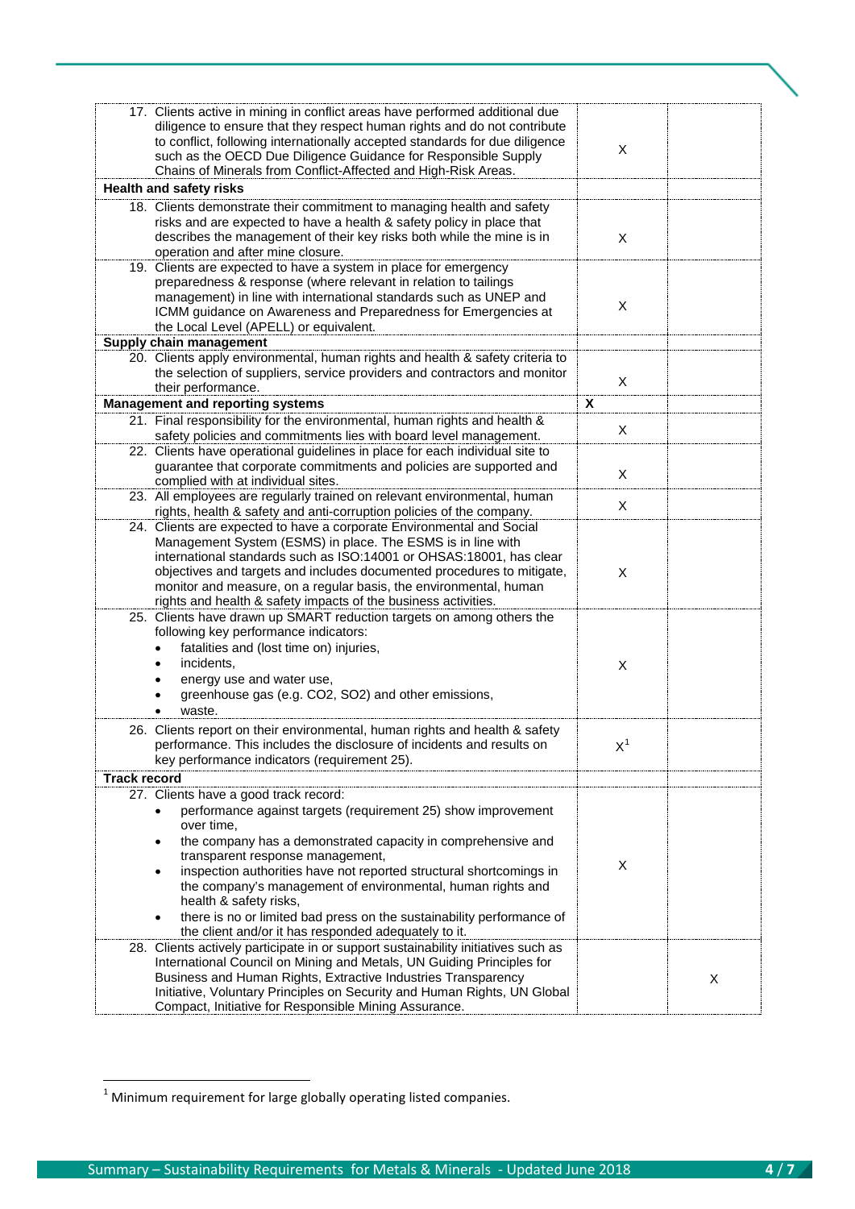| | | |
|---|---|---|
| 17. Clients active in mining in conflict areas have performed additional due diligence to ensure that they respect human rights and do not contribute to conflict, following internationally accepted standards for due diligence such as the OECD Due Diligence Guidance for Responsible Supply Chains of Minerals from Conflict-Affected and High-Risk Areas. | X | |
| **Health and safety risks** | | |
| 18. Clients demonstrate their commitment to managing health and safety risks and are expected to have a health & safety policy in place that describes the management of their key risks both while the mine is in operation and after mine closure. | X | |
| 19. Clients are expected to have a system in place for emergency preparedness & response (where relevant in relation to tailings management) in line with international standards such as UNEP and ICMM guidance on Awareness and Preparedness for Emergencies at the Local Level (APELL) or equivalent. | X | |
| **Supply chain management** | | |
| 20. Clients apply environmental, human rights and health & safety criteria to the selection of suppliers, service providers and contractors and monitor their performance. | X | |
| **Management and reporting systems** | **X** | |
| 21. Final responsibility for the environmental, human rights and health & safety policies and commitments lies with board level management. | X | |
| 22. Clients have operational guidelines in place for each individual site to guarantee that corporate commitments and policies are supported and complied with at individual sites. | X | |
| 23. All employees are regularly trained on relevant environmental, human rights, health & safety and anti-corruption policies of the company. | X | |
| 24. Clients are expected to have a corporate Environmental and Social Management System (ESMS) in place. The ESMS is in line with international standards such as ISO:14001 or OHSAS:18001, has clear objectives and targets and includes documented procedures to mitigate, monitor and measure, on a regular basis, the environmental, human rights and health & safety impacts of the business activities. | X | |
| 25. Clients have drawn up SMART reduction targets on among others the following key performance indicators:<br>• fatalities and (lost time on) injuries,<br>• incidents,<br>• energy use and water use,<br>• greenhouse gas (e.g. $CO_2$, $SO_2$) and other emissions,<br>• waste. | X | |
| 26. Clients report on their environmental, human rights and health & safety performance. This includes the disclosure of incidents and results on key performance indicators (requirement 25). | X[1] | |
| **Track record** | | |
| 27. Clients have a good track record:<br>• performance against targets (requirement 25) show improvement over time,<br>• the company has a demonstrated capacity in comprehensive and transparent response management,<br>• inspection authorities have not reported structural shortcomings in the company's management of environmental, human rights and health & safety risks,<br>• there is no or limited bad press on the sustainability performance of the client and/or it has responded adequately to it. | X | |
| 28. Clients actively participate in or support sustainability initiatives such as International Council on Mining and Metals, UN Guiding Principles for Business and Human Rights, Extractive Industries Transparency Initiative, Voluntary Principles on Security and Human Rights, UN Global Compact, Initiative for Responsible Mining Assurance. | | X |

[1] Minimum requirement for large globally operating listed companies.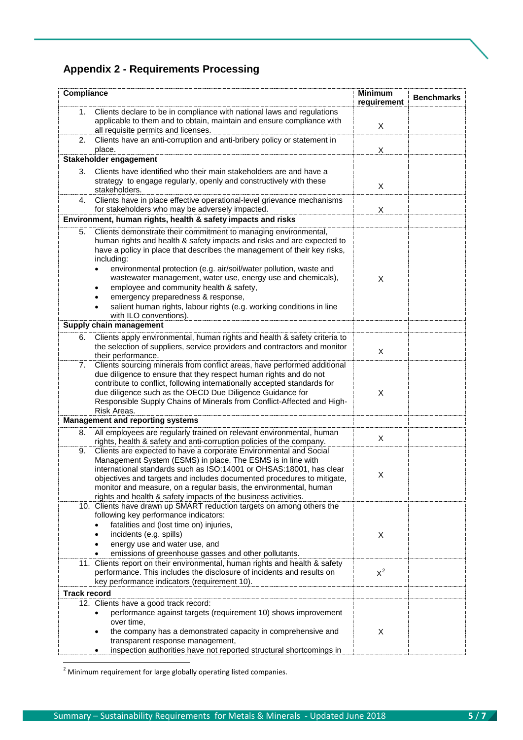## Appendix 2 - Requirements Processing

| Compliance | Minimum requirement | Benchmarks |
|---|---|---|
| 1. Clients declare to be in compliance with national laws and regulations applicable to them and to obtain, maintain and ensure compliance with all requisite permits and licenses. | X | |
| 2. Clients have an anti-corruption and anti-bribery policy or statement in place. | X | |
| **Stakeholder engagement** | | |
| 3. Clients have identified who their main stakeholders are and have a strategy to engage regularly, openly and constructively with these stakeholders. | X | |
| 4. Clients have in place effective operational-level grievance mechanisms for stakeholders who may be adversely impacted. | X | |
| **Environment, human rights, health & safety impacts and risks** | | |
| 5. Clients demonstrate their commitment to managing environmental, human rights and health & safety impacts and risks and are expected to have a policy in place that describes the management of their key risks, including:<br>• environmental protection (e.g. air/soil/water pollution, waste and wastewater management, water use, energy use and chemicals),<br>• employee and community health & safety,<br>• emergency preparedness & response,<br>• salient human rights, labour rights (e.g. working conditions in line with ILO conventions). | X | |
| **Supply chain management** | | |
| 6. Clients apply environmental, human rights and health & safety criteria to the selection of suppliers, service providers and contractors and monitor their performance. | X | |
| 7. Clients sourcing minerals from conflict areas, have performed additional due diligence to ensure that they respect human rights and do not contribute to conflict, following internationally accepted standards for due diligence such as the OECD Due Diligence Guidance for Responsible Supply Chains of Minerals from Conflict-Affected and High-Risk Areas. | X | |
| **Management and reporting systems** | | |
| 8. All employees are regularly trained on relevant environmental, human rights, health & safety and anti-corruption policies of the company. | X | |
| 9. Clients are expected to have a corporate Environmental and Social Management System (ESMS) in place. The ESMS is in line with international standards such as ISO:14001 or OHSAS:18001, has clear objectives and targets and includes documented procedures to mitigate, monitor and measure, on a regular basis, the environmental, human rights and health & safety impacts of the business activities. | X | |
| 10. Clients have drawn up SMART reduction targets on among others the following key performance indicators:<br>• fatalities and (lost time on) injuries,<br>• incidents (e.g. spills)<br>• energy use and water use, and<br>• emissions of greenhouse gasses and other pollutants. | X | |
| 11. Clients report on their environmental, human rights and health & safety performance. This includes the disclosure of incidents and results on key performance indicators (requirement 10). | X[2] | |
| **Track record** | | |
| 12. Clients have a good track record:<br>• performance against targets (requirement 10) shows improvement over time,<br>• the company has a demonstrated capacity in comprehensive and transparent response management,<br>• inspection authorities have not reported structural shortcomings in | X | |

[2] Minimum requirement for large globally operating listed companies.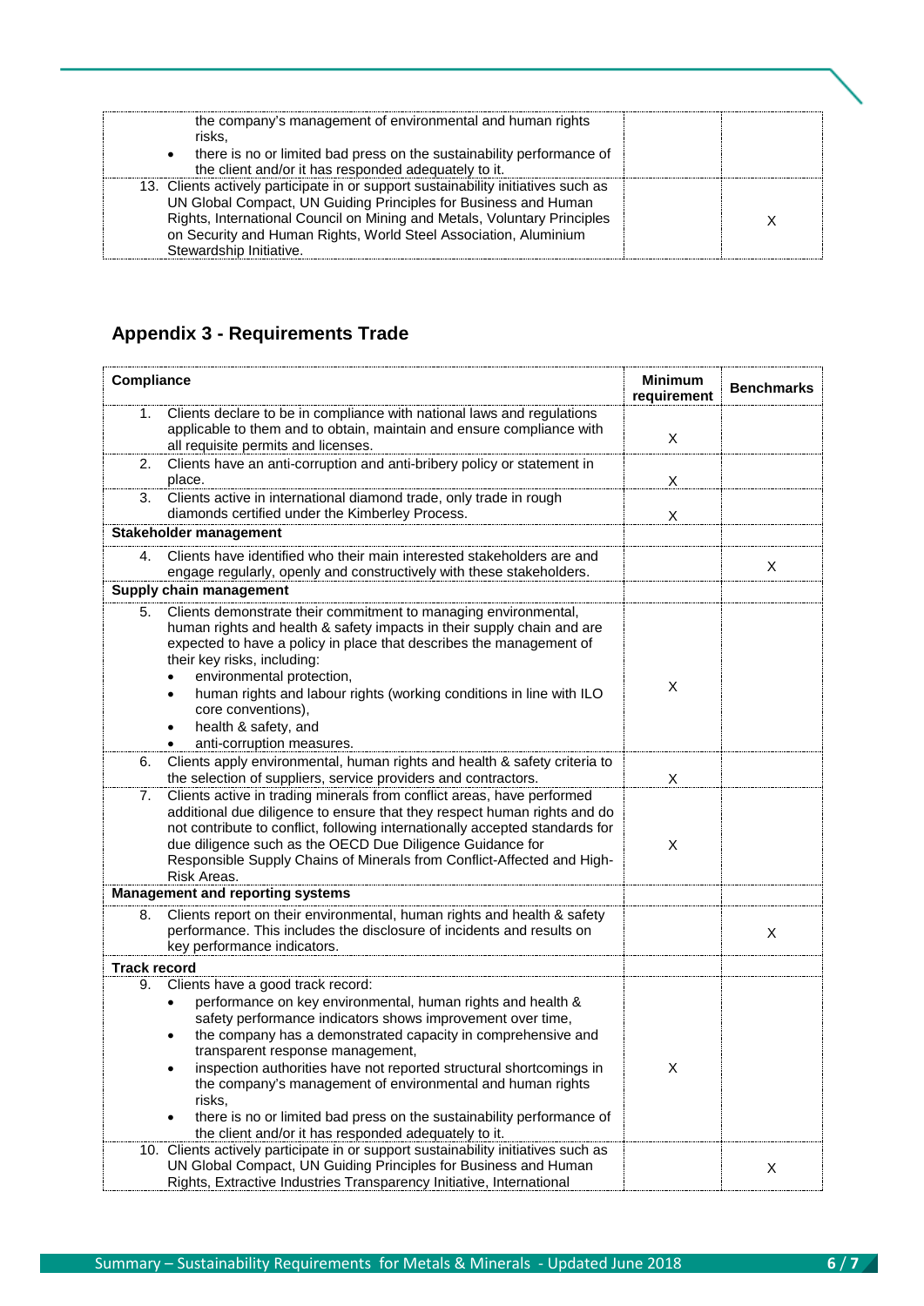| | | |
|---|---|---|
| the company's management of environmental and human rights risks,<br>• there is no or limited bad press on the sustainability performance of the client and/or it has responded adequately to it. | | |
| 13. Clients actively participate in or support sustainability initiatives such as UN Global Compact, UN Guiding Principles for Business and Human Rights, International Council on Mining and Metals, Voluntary Principles on Security and Human Rights, World Steel Association, Aluminium Stewardship Initiative. | | X |

## Appendix 3 - Requirements Trade

| **Compliance** | **Minimum requirement** | **Benchmarks** |
|---|---|---|
| 1. Clients declare to be in compliance with national laws and regulations applicable to them and to obtain, maintain and ensure compliance with all requisite permits and licenses. | X | |
| 2. Clients have an anti-corruption and anti-bribery policy or statement in place. | X | |
| 3. Clients active in international diamond trade, only trade in rough diamonds certified under the Kimberley Process. | X | |
| **Stakeholder management** | | |
| 4. Clients have identified who their main interested stakeholders are and engage regularly, openly and constructively with these stakeholders. | | X |
| **Supply chain management** | | |
| 5. Clients demonstrate their commitment to managing environmental, human rights and health & safety impacts in their supply chain and are expected to have a policy in place that describes the management of their key risks, including:<br>• environmental protection,<br>• human rights and labour rights (working conditions in line with ILO core conventions),<br>• health & safety, and<br>• anti-corruption measures. | X | |
| 6. Clients apply environmental, human rights and health & safety criteria to the selection of suppliers, service providers and contractors. | X | |
| 7. Clients active in trading minerals from conflict areas, have performed additional due diligence to ensure that they respect human rights and do not contribute to conflict, following internationally accepted standards for due diligence such as the OECD Due Diligence Guidance for Responsible Supply Chains of Minerals from Conflict-Affected and High-Risk Areas. | X | |
| **Management and reporting systems** | | |
| 8. Clients report on their environmental, human rights and health & safety performance. This includes the disclosure of incidents and results on key performance indicators. | | X |
| **Track record** | | |
| 9. Clients have a good track record:<br>• performance on key environmental, human rights and health & safety performance indicators shows improvement over time,<br>• the company has a demonstrated capacity in comprehensive and transparent response management,<br>• inspection authorities have not reported structural shortcomings in the company's management of environmental and human rights risks,<br>• there is no or limited bad press on the sustainability performance of the client and/or it has responded adequately to it. | X | |
| 10. Clients actively participate in or support sustainability initiatives such as UN Global Compact, UN Guiding Principles for Business and Human Rights, Extractive Industries Transparency Initiative, International | | X |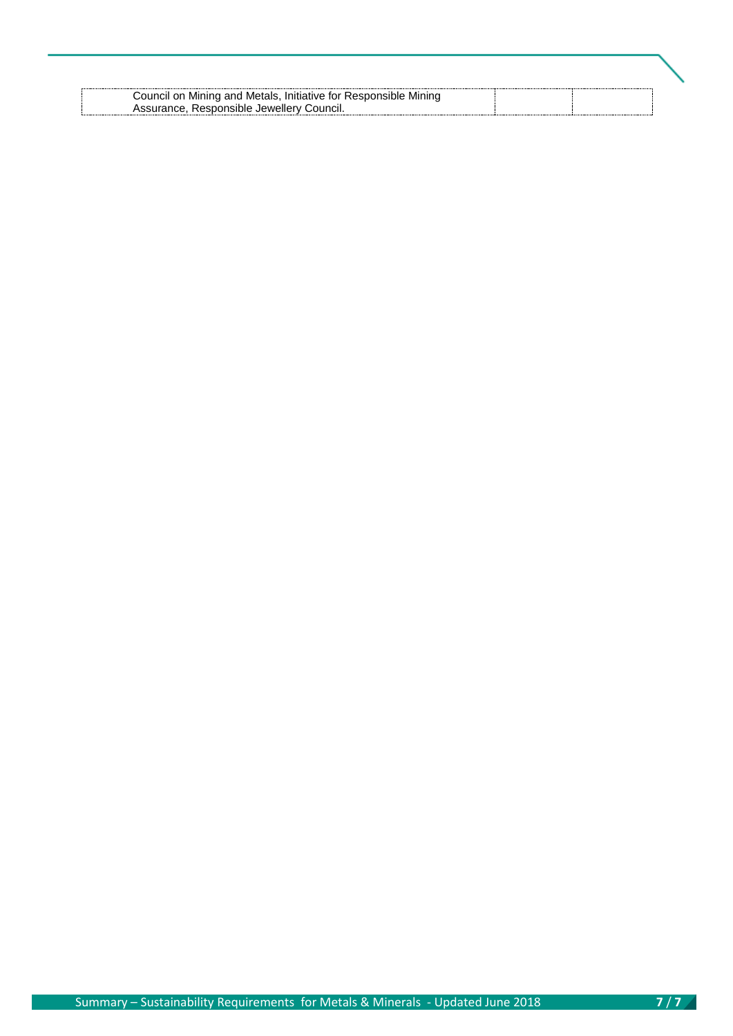| | | |
|---|---|---|
| Council on Mining and Metals, Initiative for Responsible Mining Assurance, Responsible Jewellery Council. | | |